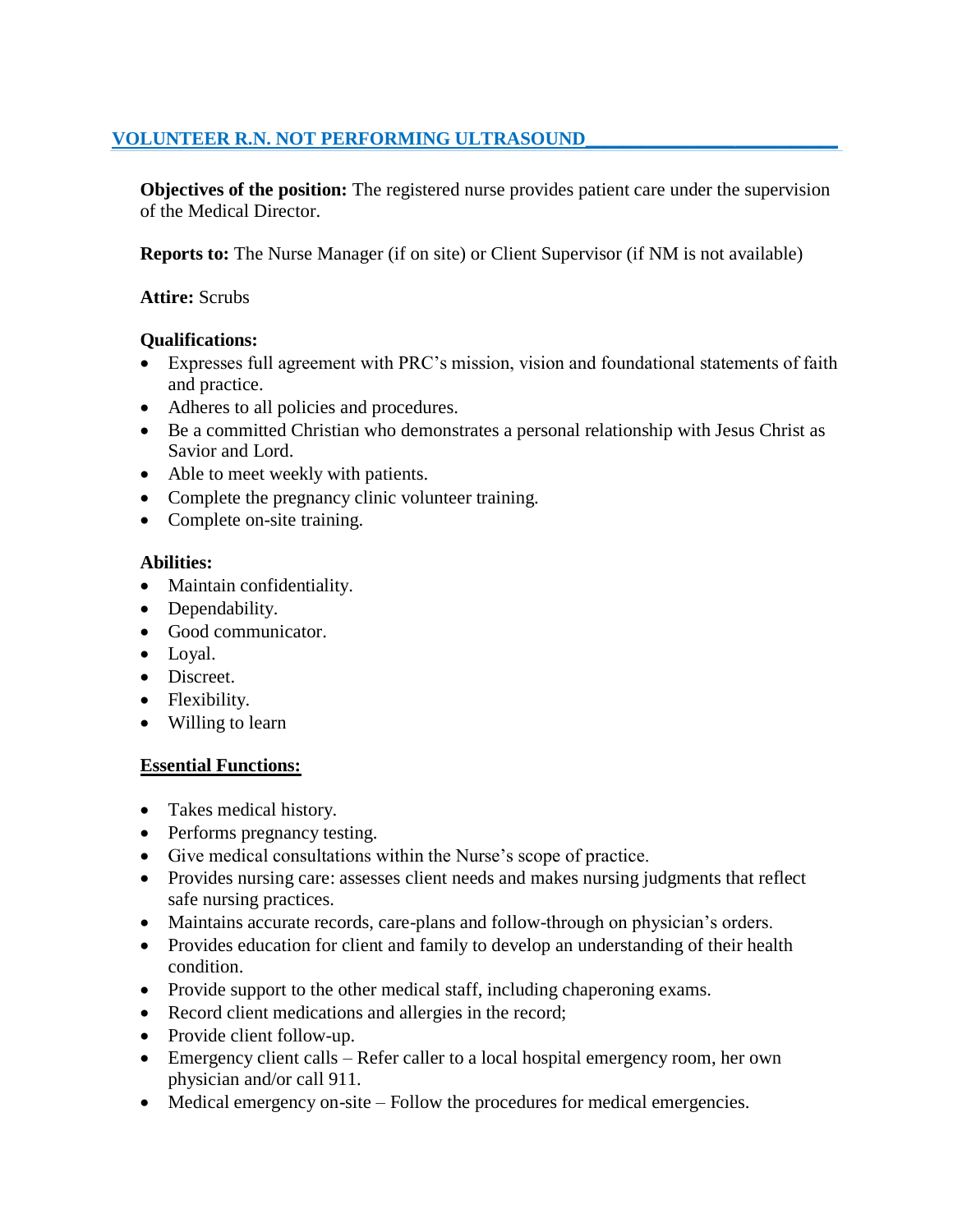## VOLUNTEER R.N. NOT PERFORMING ULTRASOUND

**Objectives of the position:** The registered nurse provides patient care under the supervision of the Medical Director.

**Reports to:** The Nurse Manager (if on site) or Client Supervisor (if NM is not available)

**Attire:** Scrubs

**Qualifications:**

- Expresses full agreement with PRC's mission, vision and foundational statements of faith and practice.
- Adheres to all policies and procedures.
- Be a committed Christian who demonstrates a personal relationship with Jesus Christ as Savior and Lord.
- Able to meet weekly with patients.
- Complete the pregnancy clinic volunteer training.
- Complete on-site training.

**Abilities:**

- Maintain confidentiality.
- Dependability.
- Good communicator.
- Loyal.
- Discreet.
- Flexibility.
- Willing to learn

**Essential Functions:**

- Takes medical history.
- Performs pregnancy testing.
- Give medical consultations within the Nurse's scope of practice.
- Provides nursing care: assesses client needs and makes nursing judgments that reflect safe nursing practices.
- Maintains accurate records, care-plans and follow-through on physician's orders.
- Provides education for client and family to develop an understanding of their health condition.
- Provide support to the other medical staff, including chaperoning exams.
- Record client medications and allergies in the record;
- Provide client follow-up.
- Emergency client calls – Refer caller to a local hospital emergency room, her own physician and/or call 911.
- Medical emergency on-site – Follow the procedures for medical emergencies.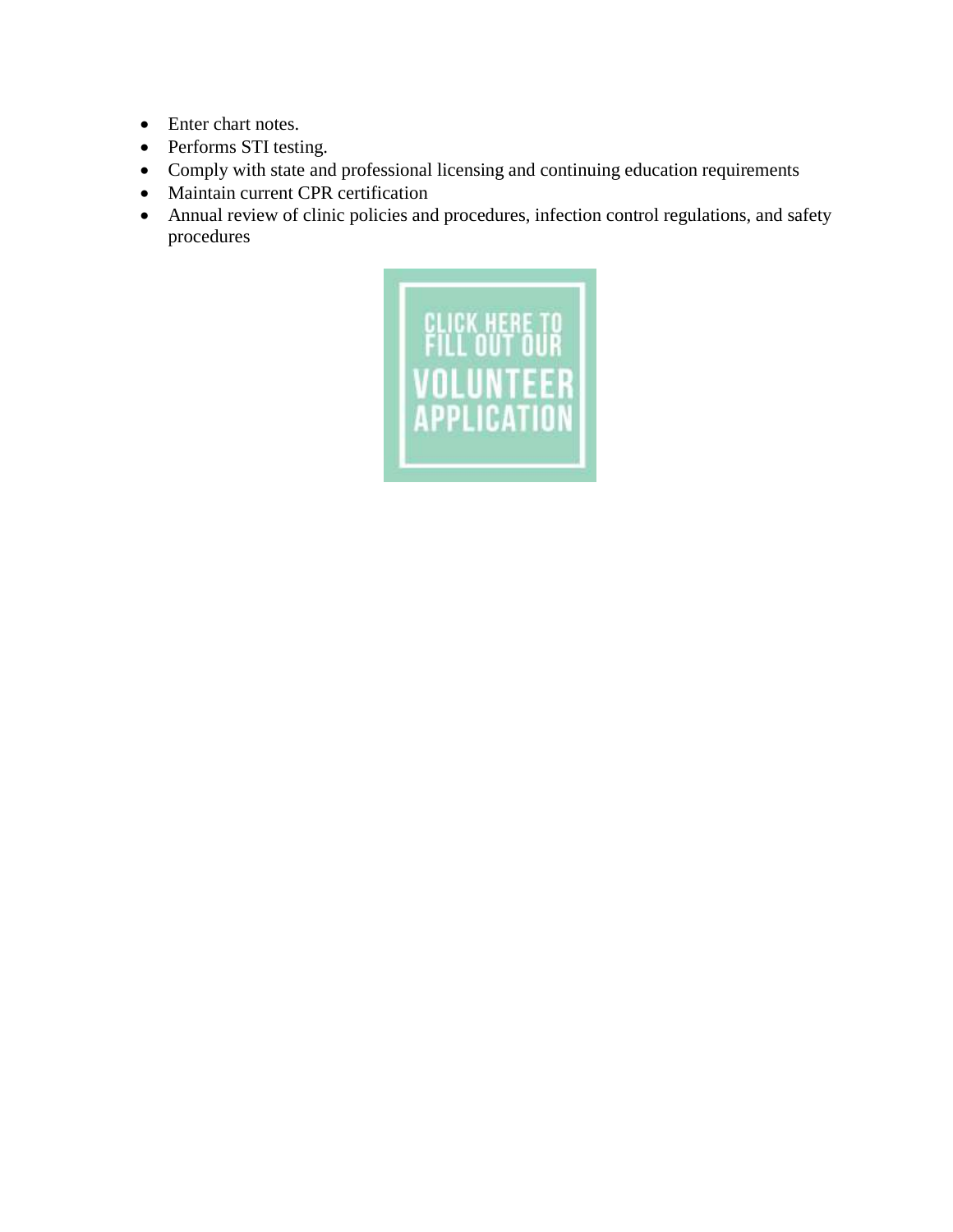- Enter chart notes.
- Performs STI testing.
- Comply with state and professional licensing and continuing education requirements
- Maintain current CPR certification
- Annual review of clinic policies and procedures, infection control regulations, and safety procedures

CLICK HERE TO FILL OUT OUR VOLUNTEER APPLICATION